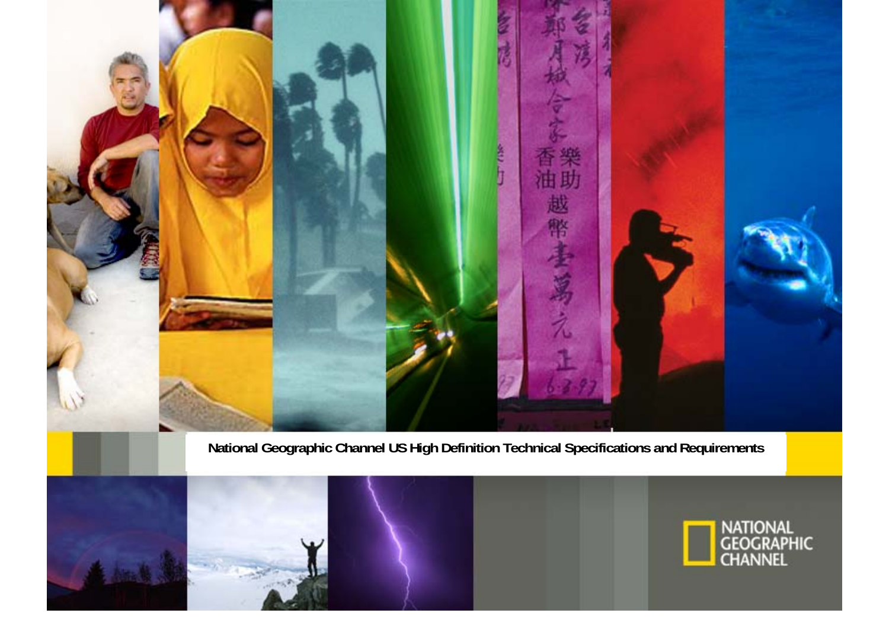# National Geographic Channel US High Definition Technical Specifications and Requirements

NATIONAL GEOGRAPHIC CHANNEL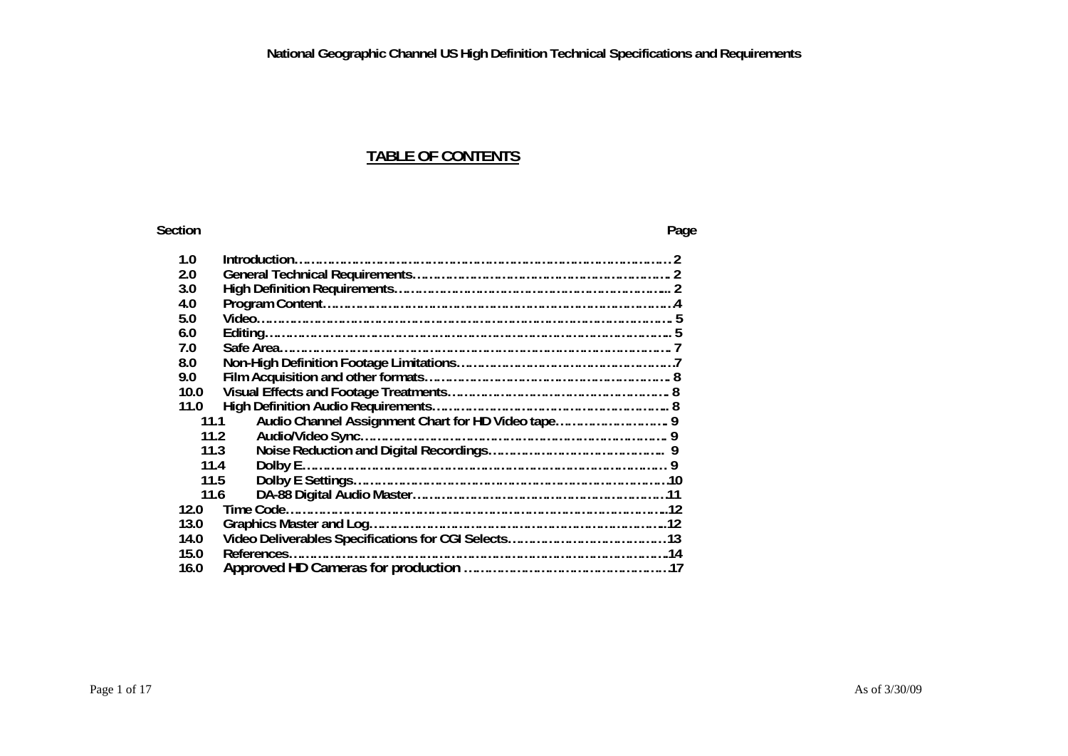**National Geographic Channel US High Definition Technical Specifications and Requirements**

# TABLE OF CONTENTS

| Section | | Page |
|---|---|---|
| 1.0 | Introduction | 2 |
| 2.0 | General Technical Requirements | 2 |
| 3.0 | High Definition Requirements | 2 |
| 4.0 | Program Content | 4 |
| 5.0 | Video | 5 |
| 6.0 | Editing | 5 |
| 7.0 | Safe Area | 7 |
| 8.0 | Non-High Definition Footage Limitations | 7 |
| 9.0 | Film Acquisition and other formats | 8 |
| 10.0 | Visual Effects and Footage Treatments | 8 |
| 11.0 | High Definition Audio Requirements | 8 |
| 11.1 | Audio Channel Assignment Chart for HD Video tape | 9 |
| 11.2 | Audio/Video Sync | 9 |
| 11.3 | Noise Reduction and Digital Recordings | 9 |
| 11.4 | Dolby E | 9 |
| 11.5 | Dolby E Settings | 10 |
| 11.6 | DA-88 Digital Audio Master | 11 |
| 12.0 | Time Code | 12 |
| 13.0 | Graphics Master and Log | 12 |
| 14.0 | Video Deliverables Specifications for CGI Selects | 13 |
| 15.0 | References | 14 |
| 16.0 | Approved HD Cameras for production | 17 |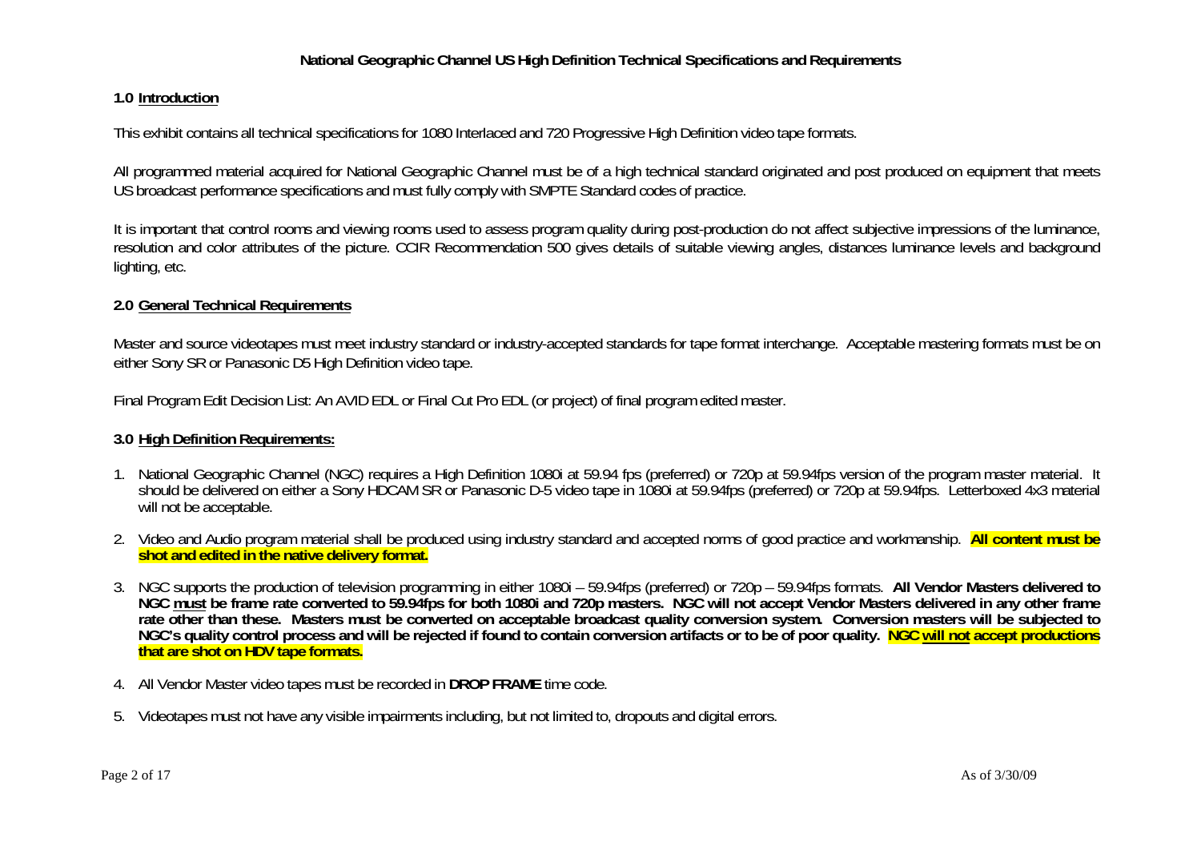**National Geographic Channel US High Definition Technical Specifications and Requirements**

## 1.0 Introduction

This exhibit contains all technical specifications for 1080 Interlaced and 720 Progressive High Definition video tape formats.

All programmed material acquired for National Geographic Channel must be of a high technical standard originated and post produced on equipment that meets US broadcast performance specifications and must fully comply with SMPTE Standard codes of practice.

It is important that control rooms and viewing rooms used to assess program quality during post-production do not affect subjective impressions of the luminance, resolution and color attributes of the picture. CCIR Recommendation 500 gives details of suitable viewing angles, distances luminance levels and background lighting, etc.

## 2.0 General Technical Requirements

Master and source videotapes must meet industry standard or industry-accepted standards for tape format interchange. Acceptable mastering formats must be on either Sony SR or Panasonic D5 High Definition video tape.

Final Program Edit Decision List: An AVID EDL or Final Cut Pro EDL (or project) of final program edited master.

## 3.0 High Definition Requirements:

1. National Geographic Channel (NGC) requires a High Definition 1080i at 59.94 fps (preferred) or 720p at 59.94fps version of the program master material. It should be delivered on either a Sony HDCAM SR or Panasonic D-5 video tape in 1080i at 59.94fps (preferred) or 720p at 59.94fps. Letterboxed 4x3 material will not be acceptable.

2. Video and Audio program material shall be produced using industry standard and accepted norms of good practice and workmanship. **All content must be shot and edited in the native delivery format.**

3. NGC supports the production of television programming in either 1080i – 59.94fps (preferred) or 720p – 59.94fps formats. **All Vendor Masters delivered to NGC must be frame rate converted to 59.94fps for both 1080i and 720p masters. NGC will not accept Vendor Masters delivered in any other frame rate other than these. Masters must be converted on acceptable broadcast quality conversion system. Conversion masters will be subjected to NGC's quality control process and will be rejected if found to contain conversion artifacts or to be of poor quality. NGC will not accept productions that are shot on HDV tape formats.**

4. All Vendor Master video tapes must be recorded in **DROP FRAME** time code.

5. Videotapes must not have any visible impairments including, but not limited to, dropouts and digital errors.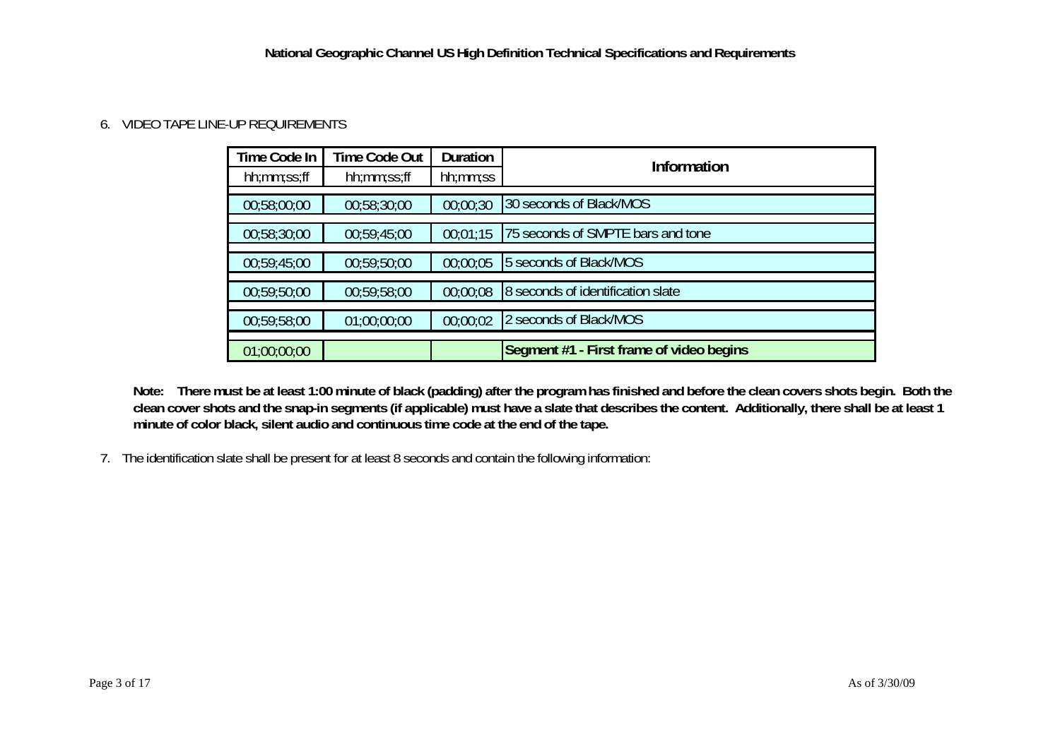6. VIDEO TAPE LINE-UP REQUIREMENTS

| Time Code In | Time Code Out | Duration | Information |
|---|---|---|---|
| hh;mm;ss;ff | hh;mm;ss;ff | hh;mm;ss | |
| 00;58;00;00 | 00;58;30;00 | 00;00;30 | 30 seconds of Black/MOS |
| 00;58;30;00 | 00;59;45;00 | 00;01;15 | 75 seconds of SMPTE bars and tone |
| 00;59;45;00 | 00;59;50;00 | 00;00;05 | 5 seconds of Black/MOS |
| 00;59;50;00 | 00;59;58;00 | 00;00;08 | 8 seconds of identification slate |
| 00;59;58;00 | 01;00;00;00 | 00;00;02 | 2 seconds of Black/MOS |
| 01;00;00;00 | | | **Segment #1 - First frame of video begins** |

**Note: There must be at least 1:00 minute of black (padding) after the program has finished and before the clean covers shots begin. Both the clean cover shots and the snap-in segments (if applicable) must have a slate that describes the content. Additionally, there shall be at least 1 minute of color black, silent audio and continuous time code at the end of the tape.**

7. The identification slate shall be present for at least 8 seconds and contain the following information: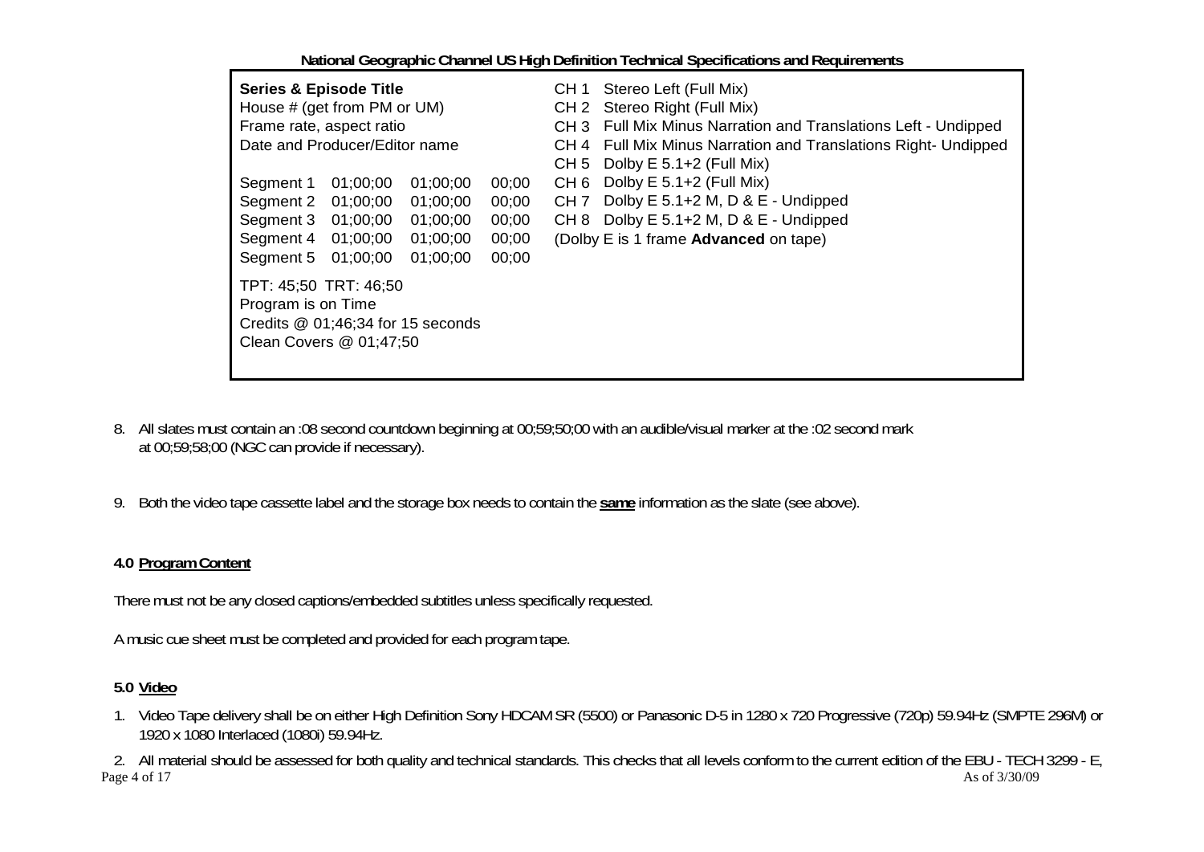**National Geographic Channel US High Definition Technical Specifications and Requirements**

| | |
|---|---|
| **Series & Episode Title**<br>House # (get from PM or UM)<br>Frame rate, aspect ratio<br>Date and Producer/Editor name<br><br>Segment 1 01;00;00 01;00;00 00;00<br>Segment 2 01;00;00 01;00;00 00;00<br>Segment 3 01;00;00 01;00;00 00;00<br>Segment 4 01;00;00 01;00;00 00;00<br>Segment 5 01;00;00 01;00;00 00;00<br><br>TPT: 45;50 TRT: 46;50<br>Program is on Time<br>Credits @ 01;46;34 for 15 seconds<br>Clean Covers @ 01;47;50 | CH 1 Stereo Left (Full Mix)<br>CH 2 Stereo Right (Full Mix)<br>CH 3 Full Mix Minus Narration and Translations Left - Undipped<br>CH 4 Full Mix Minus Narration and Translations Right- Undipped<br>CH 5 Dolby E 5.1+2 (Full Mix)<br>CH 6 Dolby E 5.1+2 (Full Mix)<br>CH 7 Dolby E 5.1+2 M, D & E - Undipped<br>CH 8 Dolby E 5.1+2 M, D & E - Undipped<br>(Dolby E is 1 frame **Advanced** on tape) |

8. All slates must contain an :08 second countdown beginning at 00;59;50;00 with an audible/visual marker at the :02 second mark at 00;59;58;00 (NGC can provide if necessary).

9. Both the video tape cassette label and the storage box needs to contain the **same** information as the slate (see above).

### 4.0 Program Content

There must not be any closed captions/embedded subtitles unless specifically requested.

A music cue sheet must be completed and provided for each program tape.

### 5.0 Video

1. Video Tape delivery shall be on either High Definition Sony HDCAM SR (5500) or Panasonic D-5 in 1280 x 720 Progressive (720p) 59.94Hz (SMPTE 296M) or 1920 x 1080 Interlaced (1080i) 59.94Hz.

2. All material should be assessed for both quality and technical standards. This checks that all levels conform to the current edition of the EBU - TECH 3299 - E,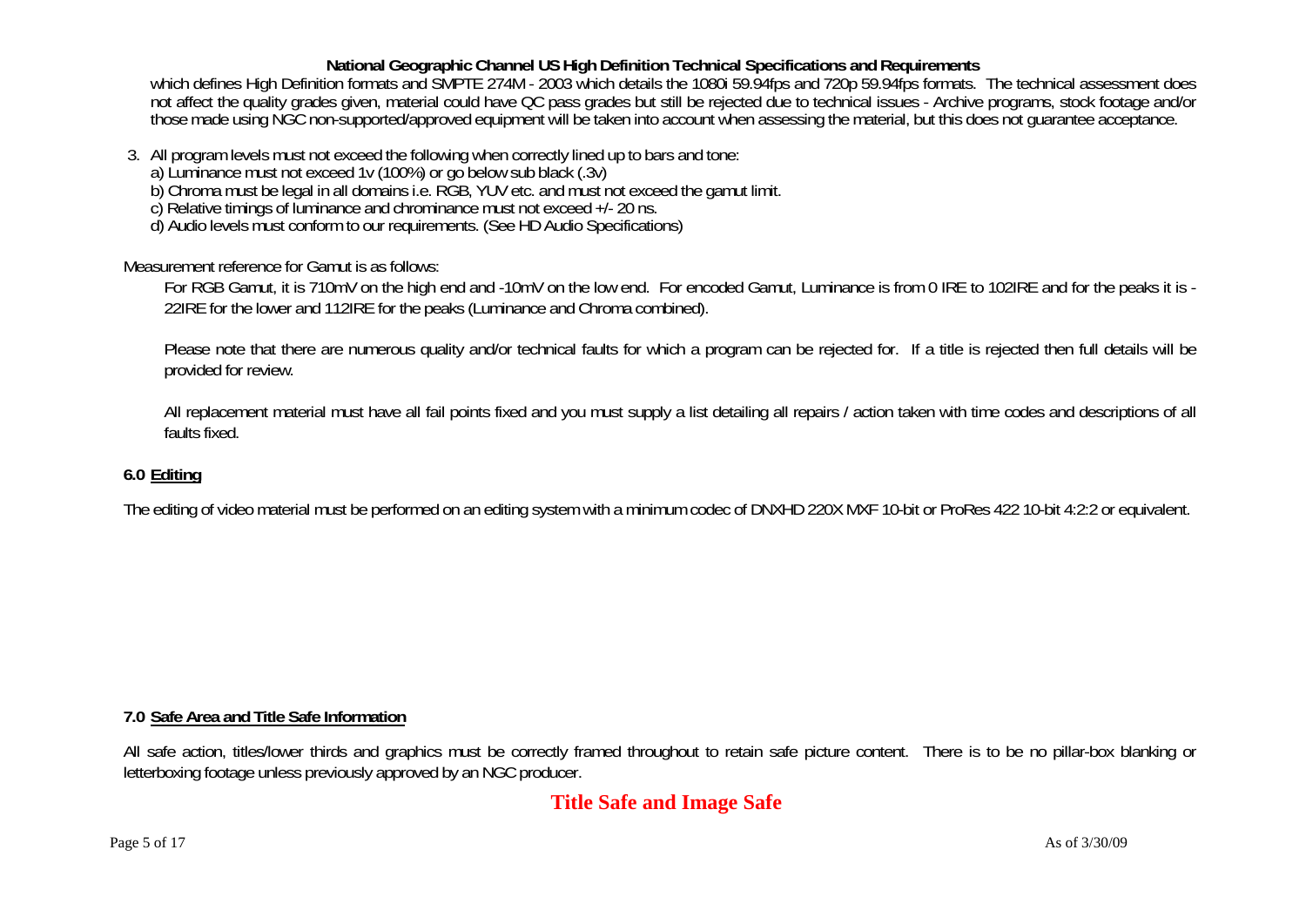which defines High Definition formats and SMPTE 274M - 2003 which details the 1080i 59.94fps and 720p 59.94fps formats. The technical assessment does not affect the quality grades given, material could have QC pass grades but still be rejected due to technical issues - Archive programs, stock footage and/or those made using NGC non-supported/approved equipment will be taken into account when assessing the material, but this does not guarantee acceptance.

3. All program levels must not exceed the following when correctly lined up to bars and tone:
   a) Luminance must not exceed 1v (100%) or go below sub black (.3v)
   b) Chroma must be legal in all domains i.e. RGB, YUV etc. and must not exceed the gamut limit.
   c) Relative timings of luminance and chrominance must not exceed +/- 20 ns.
   d) Audio levels must conform to our requirements. (See HD Audio Specifications)

Measurement reference for Gamut is as follows:

For RGB Gamut, it is 710mV on the high end and -10mV on the low end. For encoded Gamut, Luminance is from 0 IRE to 102IRE and for the peaks it is -22IRE for the lower and 112IRE for the peaks (Luminance and Chroma combined).

Please note that there are numerous quality and/or technical faults for which a program can be rejected for. If a title is rejected then full details will be provided for review.

All replacement material must have all fail points fixed and you must supply a list detailing all repairs / action taken with time codes and descriptions of all faults fixed.

## 6.0 Editing

The editing of video material must be performed on an editing system with a minimum codec of DNXHD 220X MXF 10-bit or ProRes 422 10-bit 4:2:2 or equivalent.

## 7.0 Safe Area and Title Safe Information

All safe action, titles/lower thirds and graphics must be correctly framed throughout to retain safe picture content. There is to be no pillar-box blanking or letterboxing footage unless previously approved by an NGC producer.

**Title Safe and Image Safe**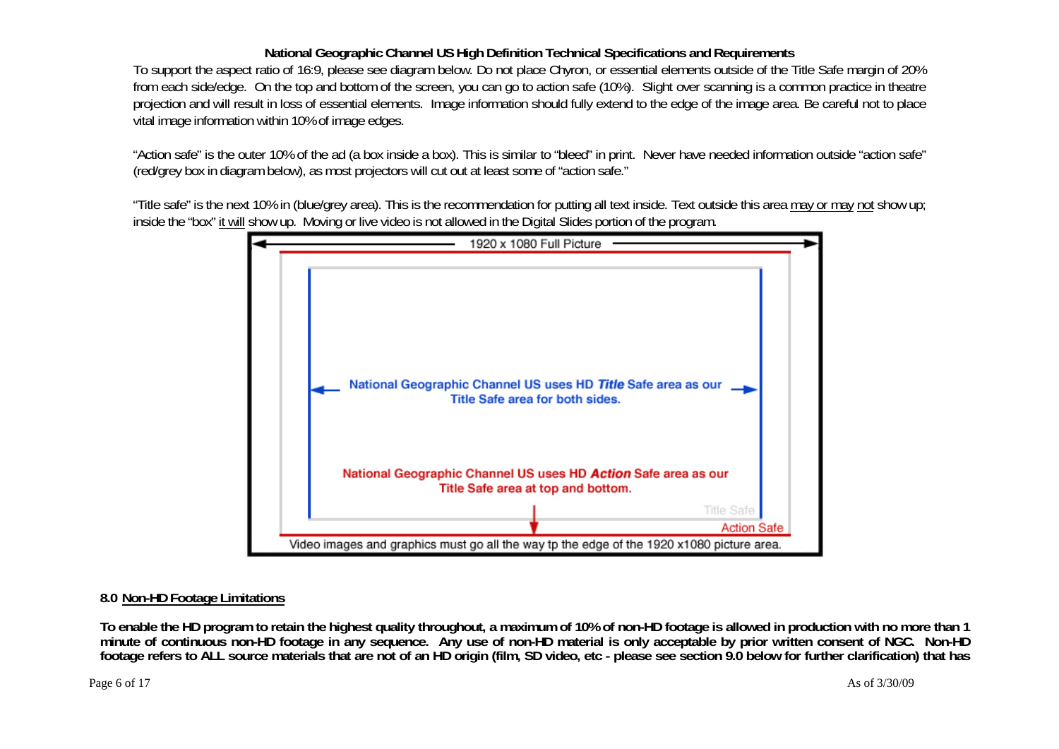**National Geographic Channel US High Definition Technical Specifications and Requirements**

To support the aspect ratio of 16:9, please see diagram below. Do not place Chyron, or essential elements outside of the Title Safe margin of 20% from each side/edge. On the top and bottom of the screen, you can go to action safe (10%). Slight over scanning is a common practice in theatre projection and will result in loss of essential elements. Image information should fully extend to the edge of the image area. Be careful not to place vital image information within 10% of image edges.

"Action safe" is the outer 10% of the ad (a box inside a box). This is similar to "bleed" in print. Never have needed information outside "action safe" (red/grey box in diagram below), as most projectors will cut out at least some of "action safe."

"Title safe" is the next 10% in (blue/grey area). This is the recommendation for putting all text inside. Text outside this area <u>may or may</u> <u>not</u> show up; inside the "box" <u>it will</u> show up. Moving or live video is not allowed in the Digital Slides portion of the program.

1920 x 1080 Full Picture

National Geographic Channel US uses HD ***Title*** Safe area as our Title Safe area for both sides.

National Geographic Channel US uses HD ***Action*** Safe area as our Title Safe area at top and bottom.

Title Safe

Action Safe

Video images and graphics must go all the way tp the edge of the 1920 x1080 picture area.

## 8.0 <u>Non-HD Footage Limitations</u>

**To enable the HD program to retain the highest quality throughout, a maximum of 10% of non-HD footage is allowed in production with no more than 1 minute of continuous non-HD footage in any sequence. Any use of non-HD material is only acceptable by prior written consent of NGC. Non-HD footage refers to ALL source materials that are not of an HD origin (film, SD video, etc - please see section 9.0 below for further clarification) that has**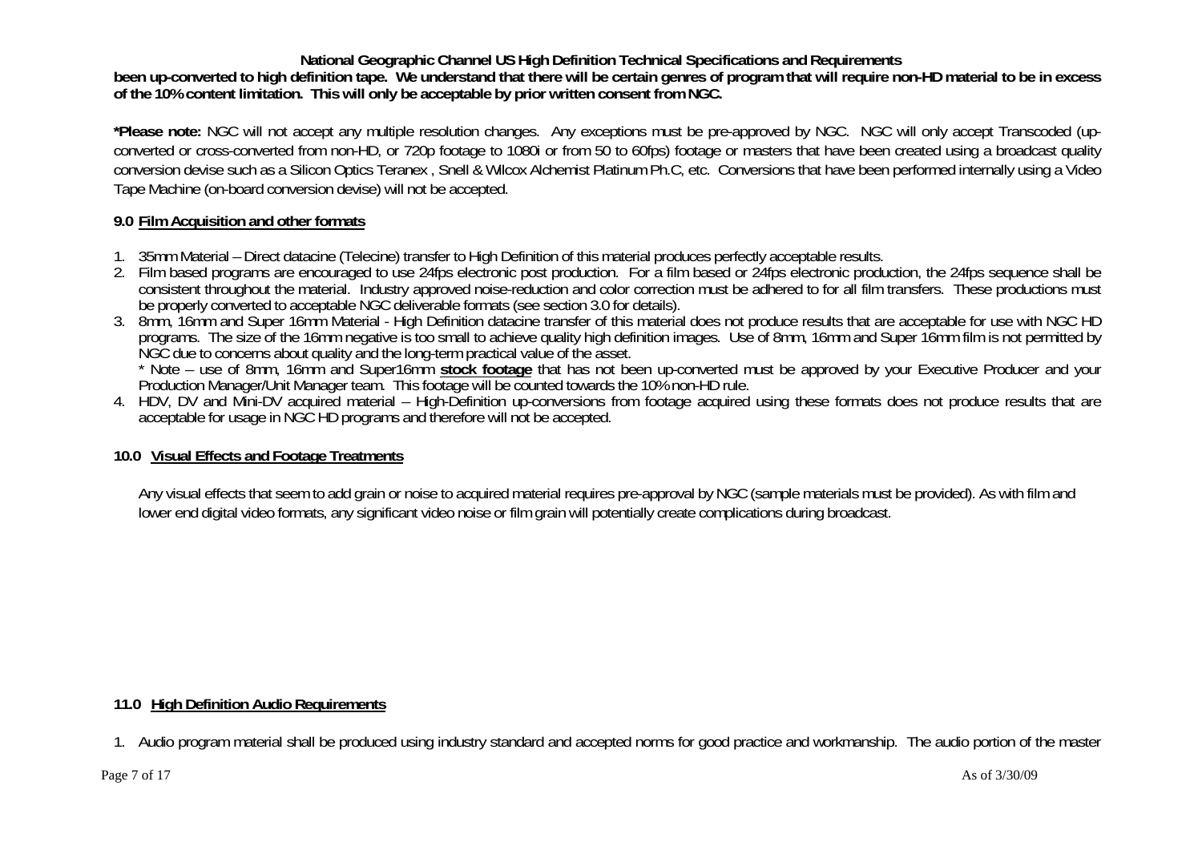**been up-converted to high definition tape. We understand that there will be certain genres of program that will require non-HD material to be in excess of the 10% content limitation. This will only be acceptable by prior written consent from NGC.**

**\*Please note:** NGC will not accept any multiple resolution changes. Any exceptions must be pre-approved by NGC. NGC will only accept Transcoded (up-converted or cross-converted from non-HD, or 720p footage to 1080i or from 50 to 60fps) footage or masters that have been created using a broadcast quality conversion devise such as a Silicon Optics Teranex , Snell & Wilcox Alchemist Platinum Ph.C, etc. Conversions that have been performed internally using a Video Tape Machine (on-board conversion devise) will not be accepted.

### 9.0 Film Acquisition and other formats

1. 35mm Material – Direct datacine (Telecine) transfer to High Definition of this material produces perfectly acceptable results.
2. Film based programs are encouraged to use 24fps electronic post production. For a film based or 24fps electronic production, the 24fps sequence shall be consistent throughout the material. Industry approved noise-reduction and color correction must be adhered to for all film transfers. These productions must be properly converted to acceptable NGC deliverable formats (see section 3.0 for details).
3. 8mm, 16mm and Super 16mm Material - High Definition datacine transfer of this material does not produce results that are acceptable for use with NGC HD programs. The size of the 16mm negative is too small to achieve quality high definition images. Use of 8mm, 16mm and Super 16mm film is not permitted by NGC due to concerns about quality and the long-term practical value of the asset.
   \* Note – use of 8mm, 16mm and Super16mm **stock footage** that has not been up-converted must be approved by your Executive Producer and your Production Manager/Unit Manager team. This footage will be counted towards the 10% non-HD rule.
4. HDV, DV and Mini-DV acquired material – High-Definition up-conversions from footage acquired using these formats does not produce results that are acceptable for usage in NGC HD programs and therefore will not be accepted.

### 10.0 Visual Effects and Footage Treatments

Any visual effects that seem to add grain or noise to acquired material requires pre-approval by NGC (sample materials must be provided). As with film and lower end digital video formats, any significant video noise or film grain will potentially create complications during broadcast.

### 11.0 High Definition Audio Requirements

1. Audio program material shall be produced using industry standard and accepted norms for good practice and workmanship. The audio portion of the master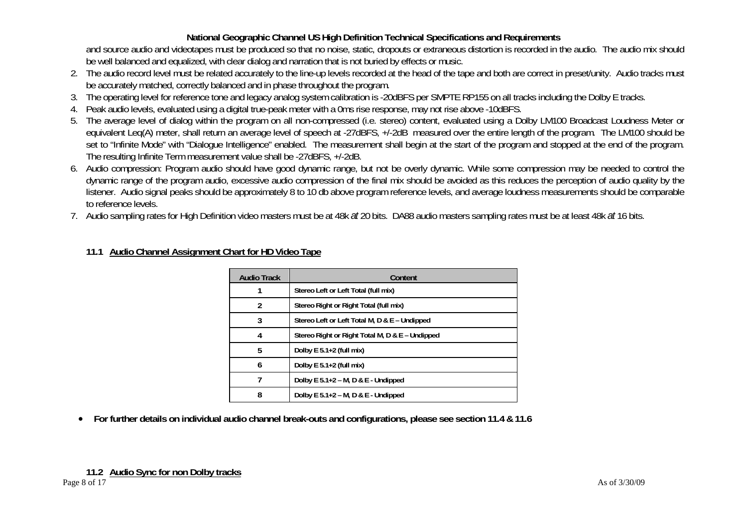and source audio and videotapes must be produced so that no noise, static, dropouts or extraneous distortion is recorded in the audio. The audio mix should be well balanced and equalized, with clear dialog and narration that is not buried by effects or music.

2. The audio record level must be related accurately to the line-up levels recorded at the head of the tape and both are correct in preset/unity. Audio tracks must be accurately matched, correctly balanced and in phase throughout the program.
3. The operating level for reference tone and legacy analog system calibration is -20dBFS per SMPTE RP155 on all tracks including the Dolby E tracks.
4. Peak audio levels, evaluated using a digital true-peak meter with a 0ms rise response, may not rise above -10dBFS.
5. The average level of dialog within the program on all non-compressed (i.e. stereo) content, evaluated using a Dolby LM100 Broadcast Loudness Meter or equivalent Leq(A) meter, shall return an average level of speech at -27dBFS, +/-2dB measured over the entire length of the program. The LM100 should be set to "Infinite Mode" with "Dialogue Intelligence" enabled. The measurement shall begin at the start of the program and stopped at the end of the program. The resulting Infinite Term measurement value shall be -27dBFS, +/-2dB.
6. Audio compression: Program audio should have good dynamic range, but not be overly dynamic. While some compression may be needed to control the dynamic range of the program audio, excessive audio compression of the final mix should be avoided as this reduces the perception of audio quality by the listener. Audio signal peaks should be approximately 8 to 10 db above program reference levels, and average loudness measurements should be comparable to reference levels.
7. Audio sampling rates for High Definition video masters must be at 48k *at* 20 bits. DA88 audio masters sampling rates must be at least 48k *at* 16 bits.

### 11.1 Audio Channel Assignment Chart for HD Video Tape

| Audio Track | Content |
|---|---|
| 1 | Stereo Left or Left Total (full mix) |
| 2 | Stereo Right or Right Total (full mix) |
| 3 | Stereo Left or Left Total M, D & E – Undipped |
| 4 | Stereo Right or Right Total M, D & E – Undipped |
| 5 | Dolby E 5.1+2 (full mix) |
| 6 | Dolby E 5.1+2 (full mix) |
| 7 | Dolby E 5.1+2 – M, D & E - Undipped |
| 8 | Dolby E 5.1+2 – M, D & E - Undipped |

- **For further details on individual audio channel break-outs and configurations, please see section 11.4 & 11.6**

### 11.2 Audio Sync for non Dolby tracks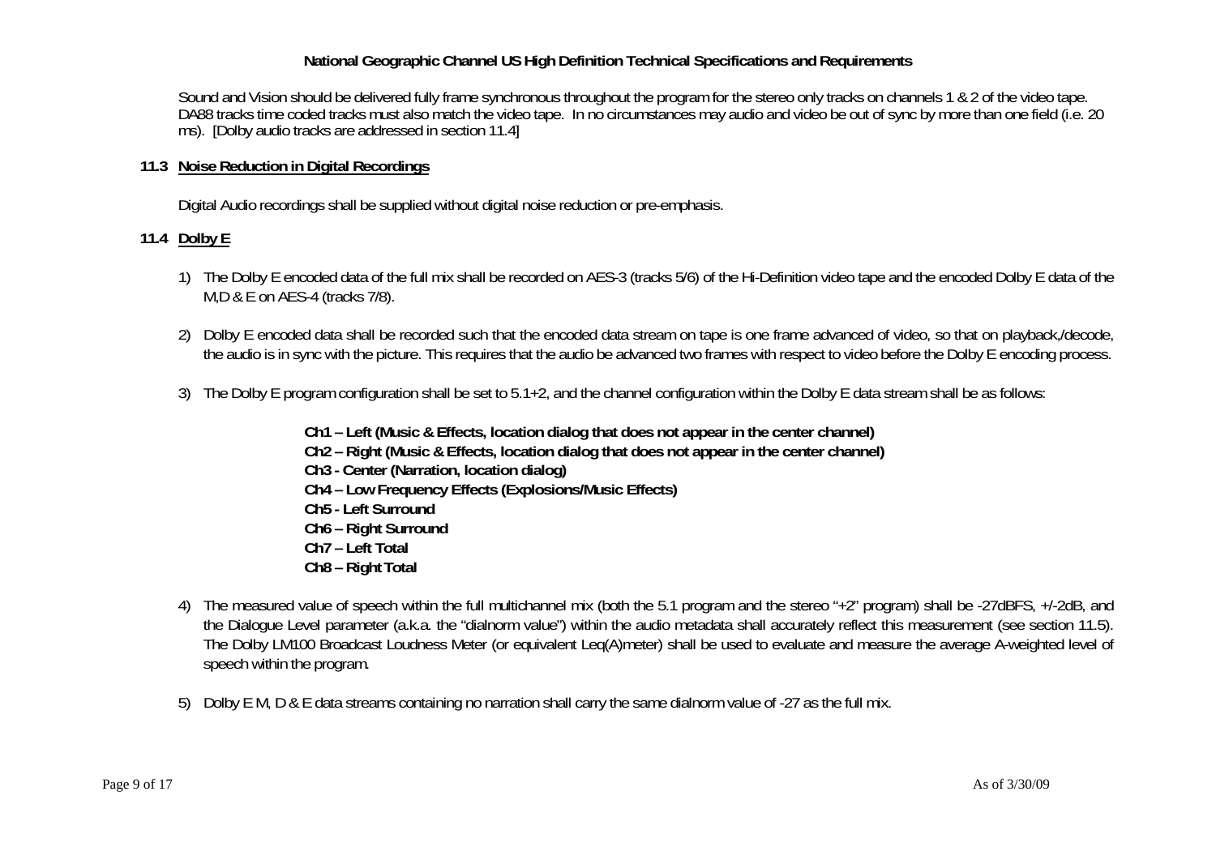Sound and Vision should be delivered fully frame synchronous throughout the program for the stereo only tracks on channels 1 & 2 of the video tape. DA88 tracks time coded tracks must also match the video tape. In no circumstances may audio and video be out of sync by more than one field (i.e. 20 ms). [Dolby audio tracks are addressed in section 11.4]

### 11.3 Noise Reduction in Digital Recordings

Digital Audio recordings shall be supplied without digital noise reduction or pre-emphasis.

### 11.4 Dolby E

1) The Dolby E encoded data of the full mix shall be recorded on AES-3 (tracks 5/6) of the Hi-Definition video tape and the encoded Dolby E data of the M,D & E on AES-4 (tracks 7/8).

2) Dolby E encoded data shall be recorded such that the encoded data stream on tape is one frame advanced of video, so that on playback,/decode, the audio is in sync with the picture. This requires that the audio be advanced two frames with respect to video before the Dolby E encoding process.

3) The Dolby E program configuration shall be set to 5.1+2, and the channel configuration within the Dolby E data stream shall be as follows:

   **Ch1 – Left (Music & Effects, location dialog that does not appear in the center channel)**
   **Ch2 – Right (Music & Effects, location dialog that does not appear in the center channel)**
   **Ch3 - Center (Narration, location dialog)**
   **Ch4 – Low Frequency Effects (Explosions/Music Effects)**
   **Ch5 - Left Surround**
   **Ch6 – Right Surround**
   **Ch7 – Left Total**
   **Ch8 – Right Total**

4) The measured value of speech within the full multichannel mix (both the 5.1 program and the stereo "+2" program) shall be -27dBFS, +/-2dB, and the Dialogue Level parameter (a.k.a. the "dialnorm value") within the audio metadata shall accurately reflect this measurement (see section 11.5). The Dolby LM100 Broadcast Loudness Meter (or equivalent Leq(A)meter) shall be used to evaluate and measure the average A-weighted level of speech within the program.

5) Dolby E M, D & E data streams containing no narration shall carry the same dialnorm value of -27 as the full mix.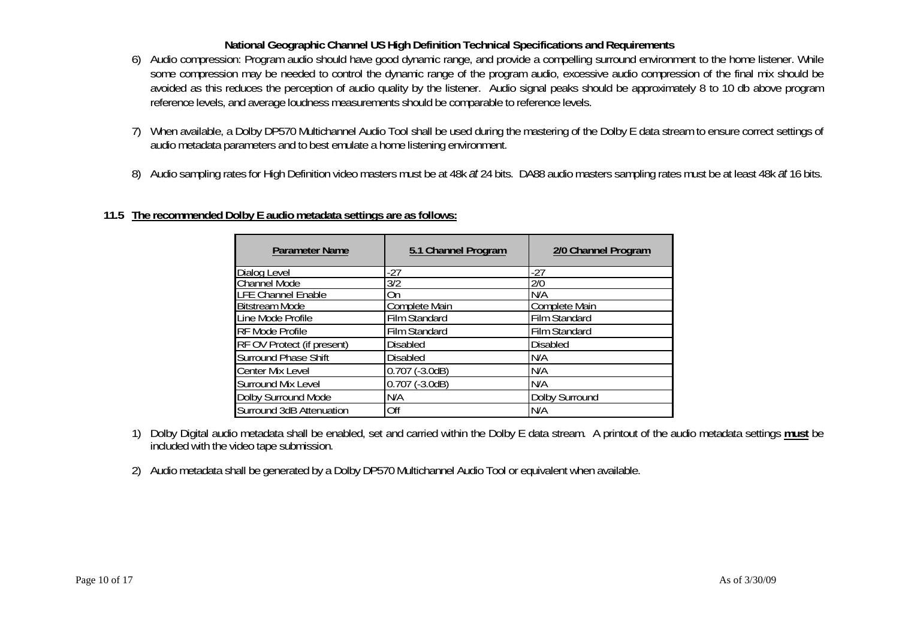6) Audio compression: Program audio should have good dynamic range, and provide a compelling surround environment to the home listener. While some compression may be needed to control the dynamic range of the program audio, excessive audio compression of the final mix should be avoided as this reduces the perception of audio quality by the listener. Audio signal peaks should be approximately 8 to 10 db above program reference levels, and average loudness measurements should be comparable to reference levels.

7) When available, a Dolby DP570 Multichannel Audio Tool shall be used during the mastering of the Dolby E data stream to ensure correct settings of audio metadata parameters and to best emulate a home listening environment.

8) Audio sampling rates for High Definition video masters must be at 48k *at* 24 bits. DA88 audio masters sampling rates must be at least 48k *at* 16 bits.

**11.5 The recommended Dolby E audio metadata settings are as follows:**

| Parameter Name | 5.1 Channel Program | 2/0 Channel Program |
|---|---|---|
| Dialog Level | -27 | -27 |
| Channel Mode | 3/2 | 2/0 |
| LFE Channel Enable | On | N/A |
| Bitstream Mode | Complete Main | Complete Main |
| Line Mode Profile | Film Standard | Film Standard |
| RF Mode Profile | Film Standard | Film Standard |
| RF OV Protect (if present) | Disabled | Disabled |
| Surround Phase Shift | Disabled | N/A |
| Center Mix Level | 0.707 (-3.0dB) | N/A |
| Surround Mix Level | 0.707 (-3.0dB) | N/A |
| Dolby Surround Mode | N/A | Dolby Surround |
| Surround 3dB Attenuation | Off | N/A |

1) Dolby Digital audio metadata shall be enabled, set and carried within the Dolby E data stream. A printout of the audio metadata settings **must** be included with the video tape submission.

2) Audio metadata shall be generated by a Dolby DP570 Multichannel Audio Tool or equivalent when available.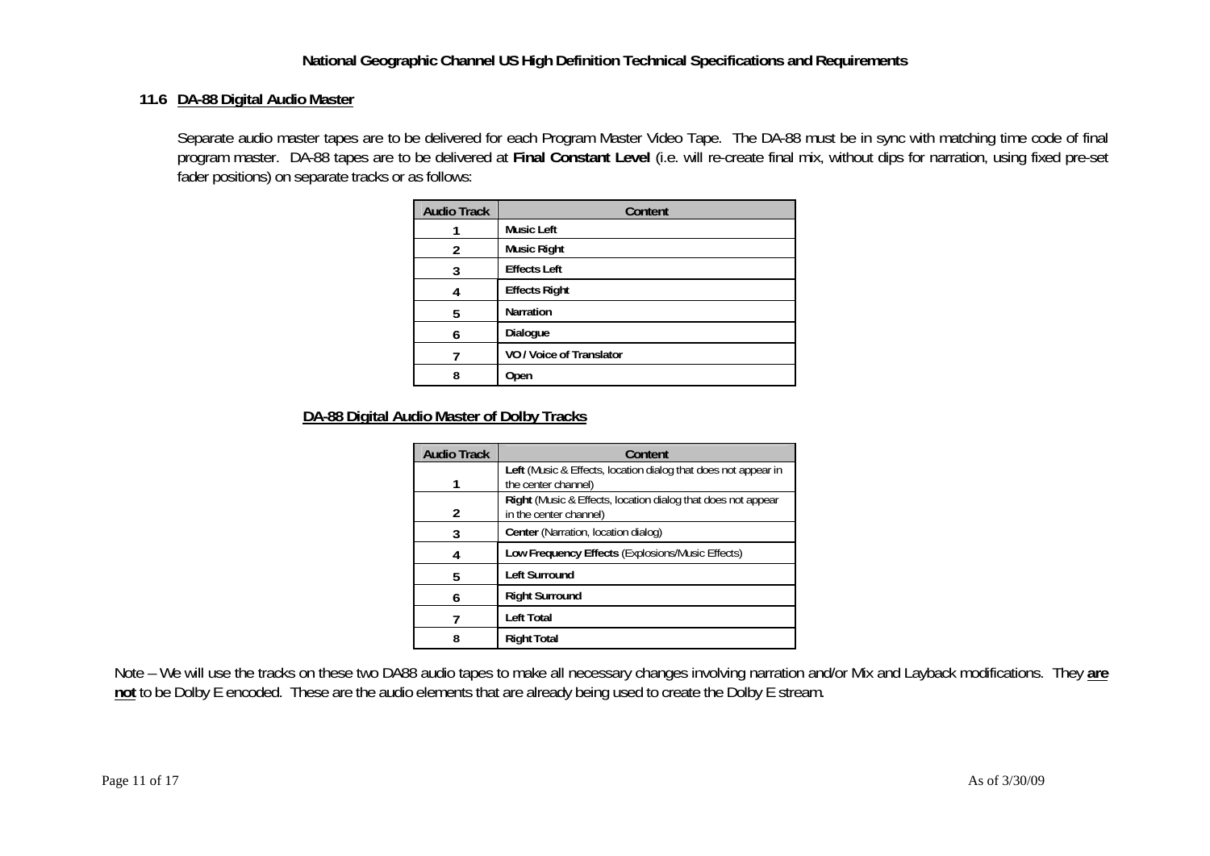### 11.6 DA-88 Digital Audio Master

Separate audio master tapes are to be delivered for each Program Master Video Tape. The DA-88 must be in sync with matching time code of final program master. DA-88 tapes are to be delivered at **Final Constant Level** (i.e. will re-create final mix, without dips for narration, using fixed pre-set fader positions) on separate tracks or as follows:

| Audio Track | Content |
|---|---|
| 1 | Music Left |
| 2 | Music Right |
| 3 | Effects Left |
| 4 | Effects Right |
| 5 | Narration |
| 6 | Dialogue |
| 7 | VO / Voice of Translator |
| 8 | Open |

**DA-88 Digital Audio Master of Dolby Tracks**

| Audio Track | Content |
|---|---|
| 1 | **Left** (Music & Effects, location dialog that does not appear in the center channel) |
| 2 | **Right** (Music & Effects, location dialog that does not appear in the center channel) |
| 3 | **Center** (Narration, location dialog) |
| 4 | **Low Frequency Effects** (Explosions/Music Effects) |
| 5 | **Left Surround** |
| 6 | **Right Surround** |
| 7 | **Left Total** |
| 8 | **Right Total** |

Note – We will use the tracks on these two DA88 audio tapes to make all necessary changes involving narration and/or Mix and Layback modifications. They **are not** to be Dolby E encoded. These are the audio elements that are already being used to create the Dolby E stream.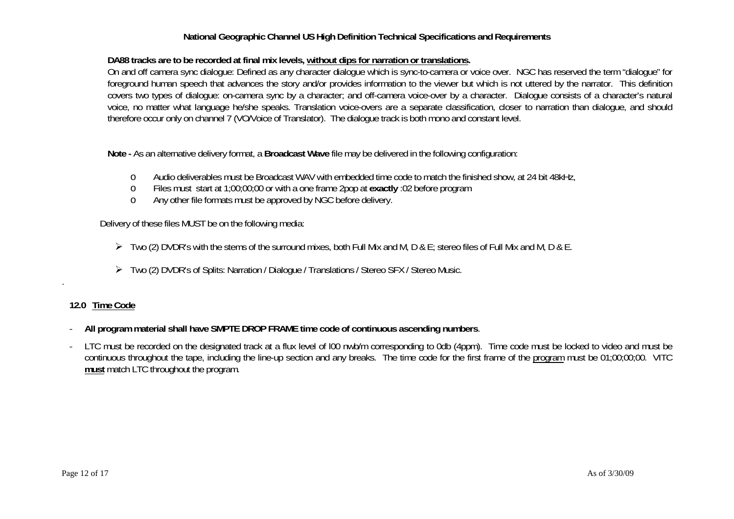**DA88 tracks are to be recorded at final mix levels, without dips for narration or translations.**

On and off camera sync dialogue: Defined as any character dialogue which is sync-to-camera or voice over. NGC has reserved the term "dialogue" for foreground human speech that advances the story and/or provides information to the viewer but which is not uttered by the narrator. This definition covers two types of dialogue: on-camera sync by a character; and off-camera voice-over by a character. Dialogue consists of a character's natural voice, no matter what language he/she speaks. Translation voice-overs are a separate classification, closer to narration than dialogue, and should therefore occur only on channel 7 (VO/Voice of Translator). The dialogue track is both mono and constant level.

**Note -** As an alternative delivery format, a **Broadcast Wave** file may be delivered in the following configuration:

- Audio deliverables must be Broadcast WAV with embedded time code to match the finished show, at 24 bit 48kHz,
- Files must start at 1;00;00;00 or with a one frame 2pop at **exactly** :02 before program
- Any other file formats must be approved by NGC before delivery.

Delivery of these files MUST be on the following media:

- Two (2) DVDR's with the stems of the surround mixes, both Full Mix and M, D & E; stereo files of Full Mix and M, D & E.
- Two (2) DVDR's of Splits: Narration / Dialogue / Translations / Stereo SFX / Stereo Music.

## 12.0 Time Code

- **All program material shall have SMPTE DROP FRAME time code of continuous ascending numbers**.
- LTC must be recorded on the designated track at a flux level of l00 nwb/m corresponding to 0db (4ppm). Time code must be locked to video and must be continuous throughout the tape, including the line-up section and any breaks. The time code for the first frame of the program must be 01;00;00;00. VITC **must** match LTC throughout the program.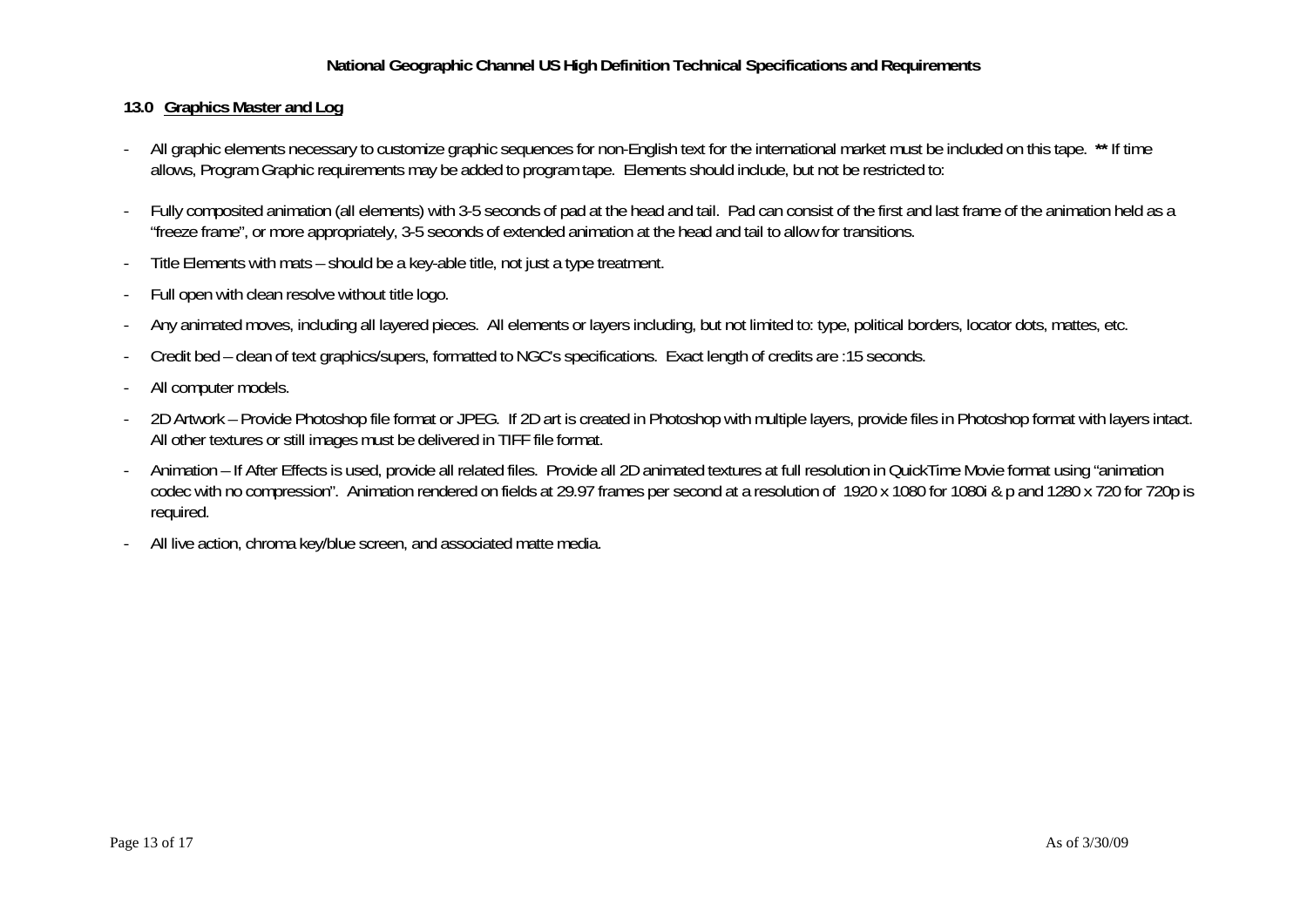## 13.0 Graphics Master and Log

- All graphic elements necessary to customize graphic sequences for non-English text for the international market must be included on this tape. **** If time allows, Program Graphic requirements may be added to program tape. Elements should include, but not be restricted to:
- Fully composited animation (all elements) with 3-5 seconds of pad at the head and tail. Pad can consist of the first and last frame of the animation held as a "freeze frame", or more appropriately, 3-5 seconds of extended animation at the head and tail to allow for transitions.
- Title Elements with mats – should be a key-able title, not just a type treatment.
- Full open with clean resolve without title logo.
- Any animated moves, including all layered pieces. All elements or layers including, but not limited to: type, political borders, locator dots, mattes, etc.
- Credit bed – clean of text graphics/supers, formatted to NGC's specifications. Exact length of credits are :15 seconds.
- All computer models.
- 2D Artwork – Provide Photoshop file format or JPEG. If 2D art is created in Photoshop with multiple layers, provide files in Photoshop format with layers intact. All other textures or still images must be delivered in TIFF file format.
- Animation – If After Effects is used, provide all related files. Provide all 2D animated textures at full resolution in QuickTime Movie format using "animation codec with no compression". Animation rendered on fields at 29.97 frames per second at a resolution of 1920 x 1080 for 1080i & p and 1280 x 720 for 720p is required.
- All live action, chroma key/blue screen, and associated matte media.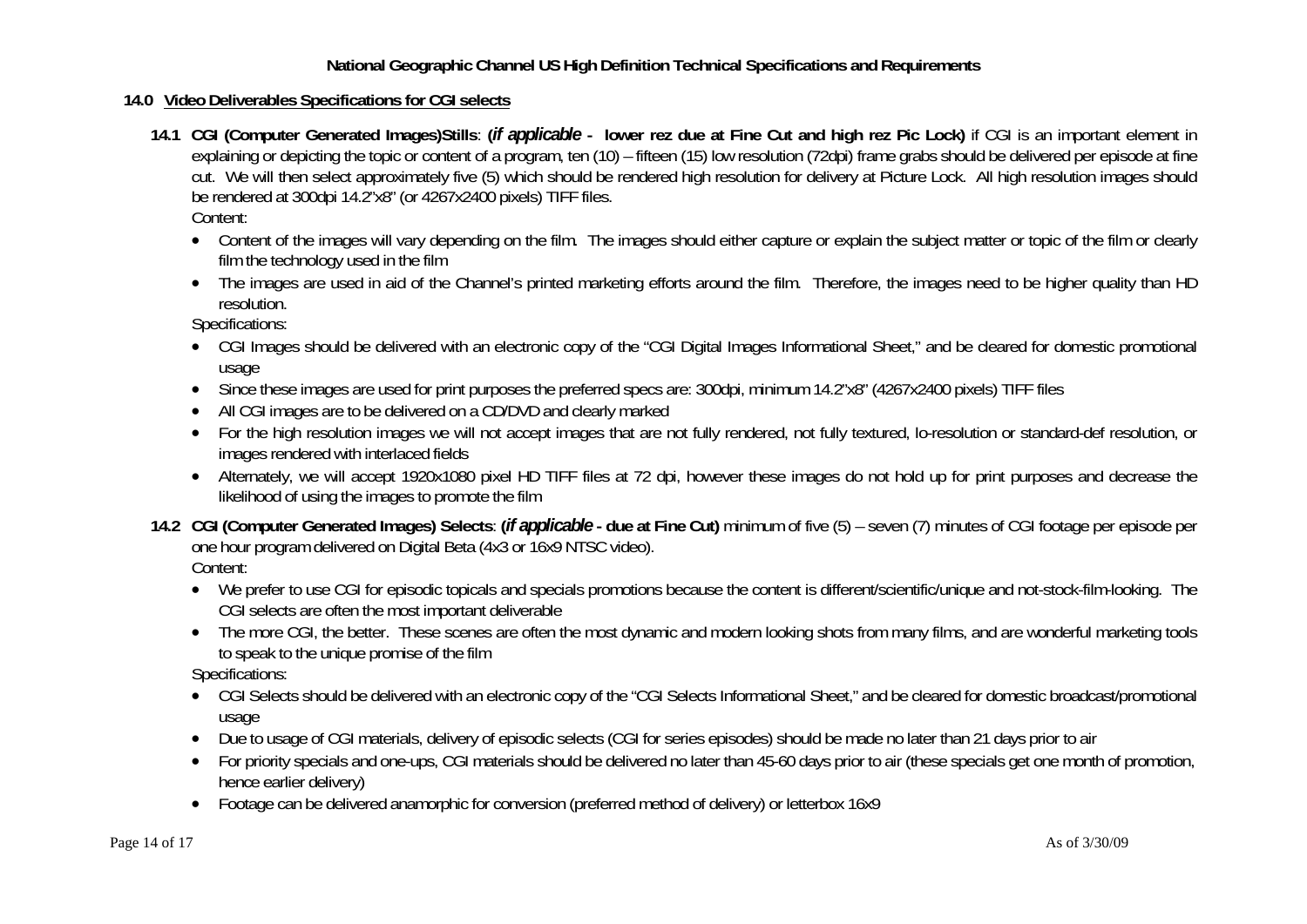## 14.0 Video Deliverables Specifications for CGI selects

**14.1 CGI (Computer Generated Images)Stills**: **(*if applicable* - lower rez due at Fine Cut and high rez Pic Lock)** if CGI is an important element in explaining or depicting the topic or content of a program, ten (10) – fifteen (15) low resolution (72dpi) frame grabs should be delivered per episode at fine cut. We will then select approximately five (5) which should be rendered high resolution for delivery at Picture Lock. All high resolution images should be rendered at 300dpi 14.2"x8" (or 4267x2400 pixels) TIFF files.

Content:

- Content of the images will vary depending on the film. The images should either capture or explain the subject matter or topic of the film or clearly film the technology used in the film
- The images are used in aid of the Channel's printed marketing efforts around the film. Therefore, the images need to be higher quality than HD resolution.

Specifications:

- CGI Images should be delivered with an electronic copy of the "CGI Digital Images Informational Sheet," and be cleared for domestic promotional usage
- Since these images are used for print purposes the preferred specs are: 300dpi, minimum 14.2"x8" (4267x2400 pixels) TIFF files
- All CGI images are to be delivered on a CD/DVD and clearly marked
- For the high resolution images we will not accept images that are not fully rendered, not fully textured, lo-resolution or standard-def resolution, or images rendered with interlaced fields
- Alternately, we will accept 1920x1080 pixel HD TIFF files at 72 dpi, however these images do not hold up for print purposes and decrease the likelihood of using the images to promote the film

**14.2 CGI (Computer Generated Images) Selects**: **(*if applicable* - due at Fine Cut)** minimum of five (5) – seven (7) minutes of CGI footage per episode per one hour program delivered on Digital Beta (4x3 or 16x9 NTSC video).

Content:

- We prefer to use CGI for episodic topicals and specials promotions because the content is different/scientific/unique and not-stock-film-looking. The CGI selects are often the most important deliverable
- The more CGI, the better. These scenes are often the most dynamic and modern looking shots from many films, and are wonderful marketing tools to speak to the unique promise of the film

Specifications:

- CGI Selects should be delivered with an electronic copy of the "CGI Selects Informational Sheet," and be cleared for domestic broadcast/promotional usage
- Due to usage of CGI materials, delivery of episodic selects (CGI for series episodes) should be made no later than 21 days prior to air
- For priority specials and one-ups, CGI materials should be delivered no later than 45-60 days prior to air (these specials get one month of promotion, hence earlier delivery)
- Footage can be delivered anamorphic for conversion (preferred method of delivery) or letterbox 16x9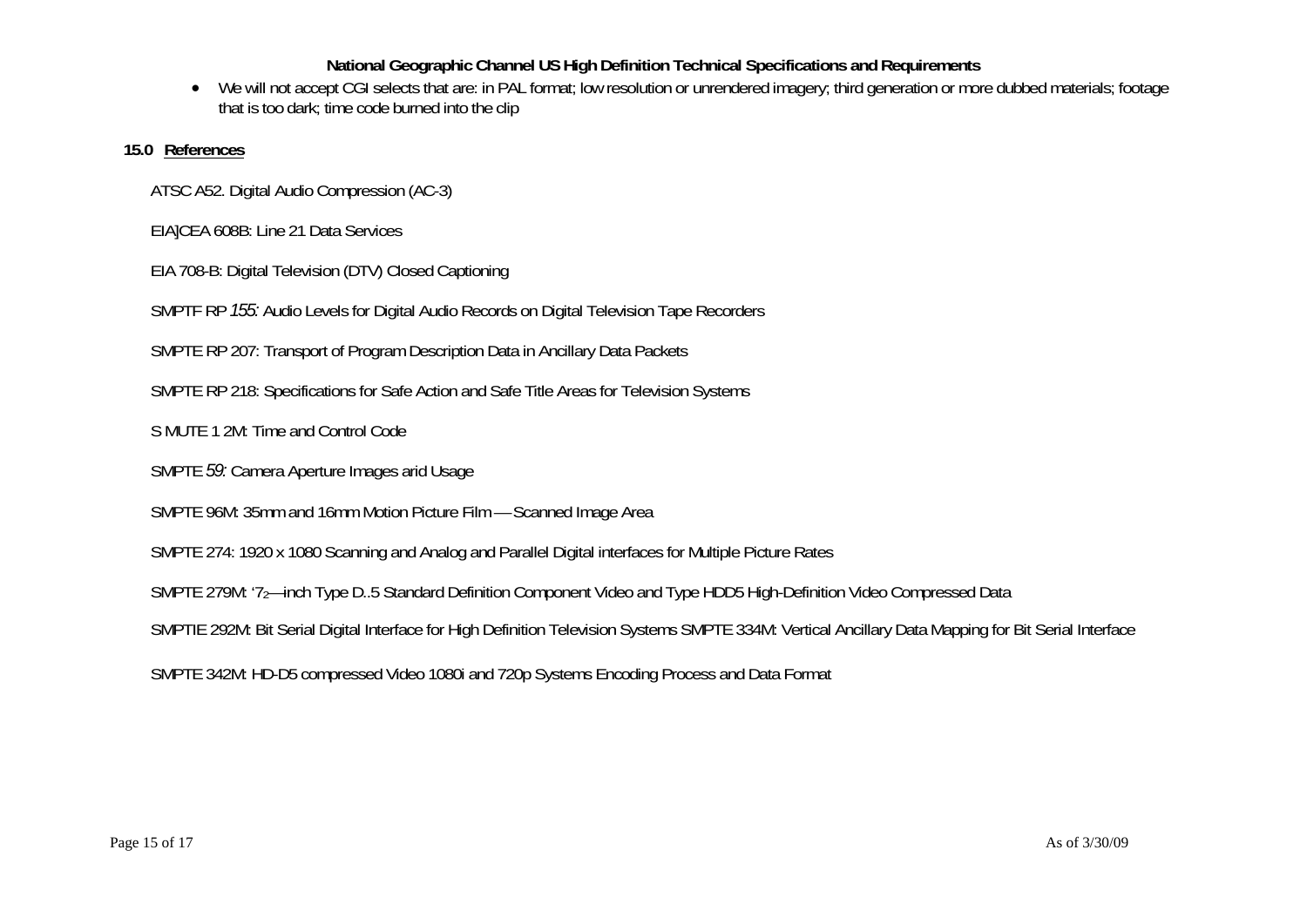- We will not accept CGI selects that are: in PAL format; low resolution or unrendered imagery; third generation or more dubbed materials; footage that is too dark; time code burned into the clip

## 15.0 References

ATSC A52. Digital Audio Compression (AC-3)

EIA]CEA 608B: Line 21 Data Services

EIA 708-B: Digital Television (DTV) Closed Captioning

SMPTF RP *155:* Audio Levels for Digital Audio Records on Digital Television Tape Recorders

SMPTE RP 207: Transport of Program Description Data in Ancillary Data Packets

SMPTE RP 218: Specifications for Safe Action and Safe Title Areas for Television Systems

S MUTE 1 2M: Time and Control Code

SMPTE *59:* Camera Aperture Images arid Usage

SMPTE 96M: 35mm and 16mm Motion Picture Film — Scanned Image Area

SMPTE 274: 1920 x 1080 Scanning and Analog and Parallel Digital interfaces for Multiple Picture Rates

SMPTE 279M: '$7_2$—inch Type D..5 Standard Definition Component Video and Type HDD5 High-Definition Video Compressed Data

SMPTIE 292M: Bit Serial Digital Interface for High Definition Television Systems SMPTE 334M: Vertical Ancillary Data Mapping for Bit Serial Interface

SMPTE 342M: HD-D5 compressed Video 1080i and 720p Systems Encoding Process and Data Format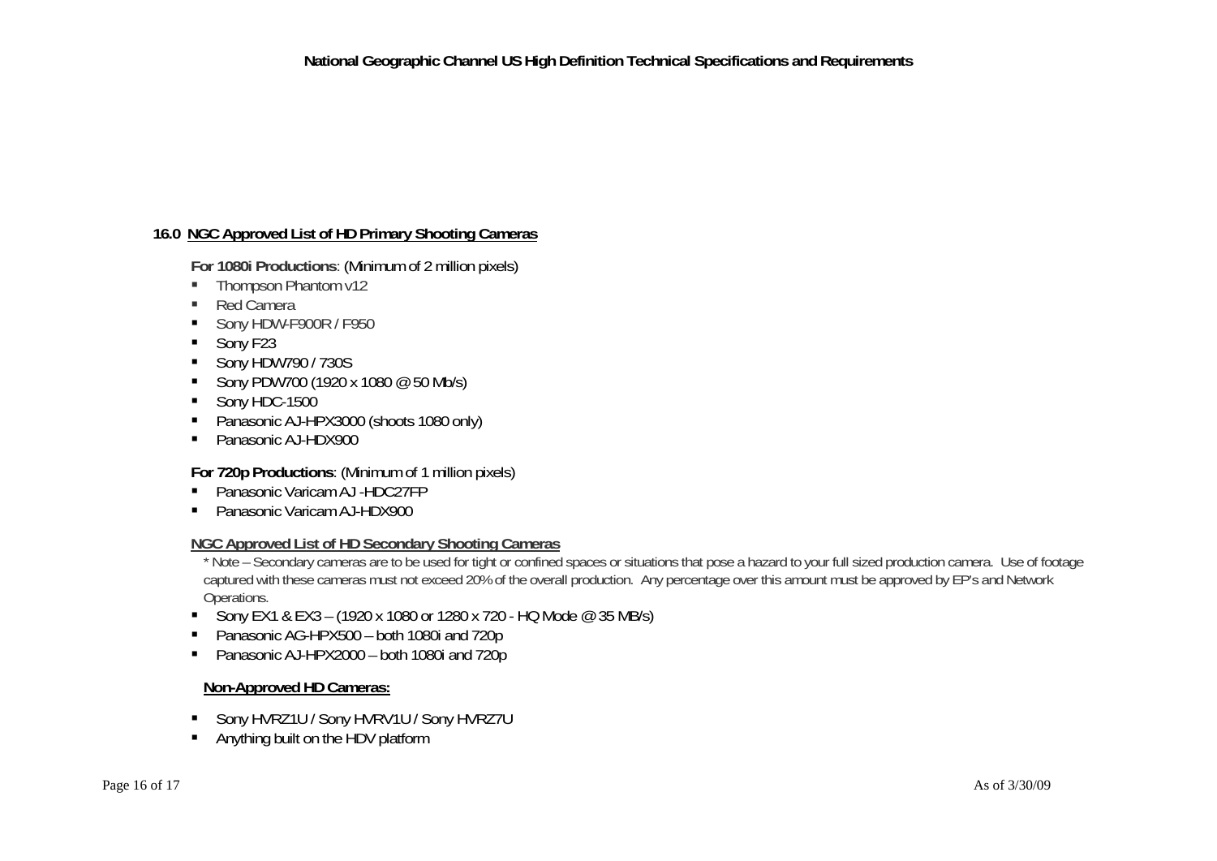## 16.0 NGC Approved List of HD Primary Shooting Cameras

**For 1080i Productions**: (Minimum of 2 million pixels)

- Thompson Phantom v12
- Red Camera
- Sony HDW-F900R / F950
- Sony F23
- Sony HDW790 / 730S
- Sony PDW700 (1920 x 1080 @ 50 Mb/s)
- Sony HDC-1500
- Panasonic AJ-HPX3000 (shoots 1080 only)
- Panasonic AJ-HDX900

**For 720p Productions**: (Minimum of 1 million pixels)

- Panasonic Varicam AJ -HDC27FP
- Panasonic Varicam AJ-HDX900

### NGC Approved List of HD Secondary Shooting Cameras

* Note – Secondary cameras are to be used for tight or confined spaces or situations that pose a hazard to your full sized production camera. Use of footage captured with these cameras must not exceed 20% of the overall production. Any percentage over this amount must be approved by EP's and Network Operations.

- Sony EX1 & EX3 – (1920 x 1080 or 1280 x 720 - HQ Mode @ 35 MB/s)
- Panasonic AG-HPX500 – both 1080i and 720p
- Panasonic AJ-HPX2000 – both 1080i and 720p

### Non-Approved HD Cameras:

- Sony HVRZ1U / Sony HVRV1U / Sony HVRZ7U
- Anything built on the HDV platform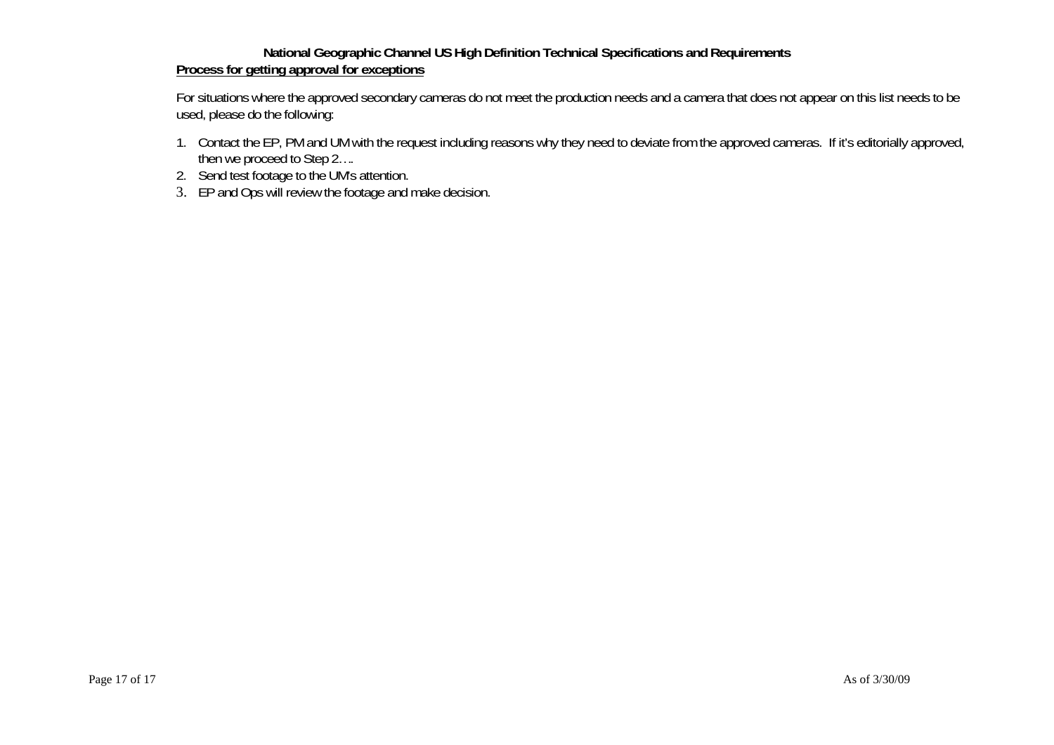**Process for getting approval for exceptions**

For situations where the approved secondary cameras do not meet the production needs and a camera that does not appear on this list needs to be used, please do the following:

1. Contact the EP, PM and UM with the request including reasons why they need to deviate from the approved cameras. If it's editorially approved, then we proceed to Step 2….
2. Send test footage to the UM's attention.
3. EP and Ops will review the footage and make decision.